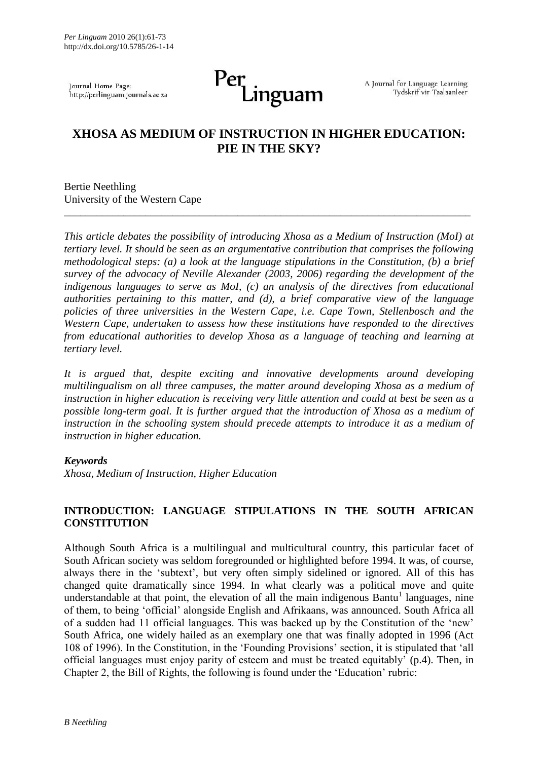# XHOSA AS MEDIUM OF INSTRUCTION IN HIGHER EDUCATION: PIE IN THE SKY?

Bertie Neethling
University of the Western Cape

---

*This article debates the possibility of introducing Xhosa as a Medium of Instruction (MoI) at tertiary level. It should be seen as an argumentative contribution that comprises the following methodological steps: (a) a look at the language stipulations in the Constitution, (b) a brief survey of the advocacy of Neville Alexander (2003, 2006) regarding the development of the indigenous languages to serve as MoI, (c) an analysis of the directives from educational authorities pertaining to this matter, and (d), a brief comparative view of the language policies of three universities in the Western Cape, i.e. Cape Town, Stellenbosch and the Western Cape, undertaken to assess how these institutions have responded to the directives from educational authorities to develop Xhosa as a language of teaching and learning at tertiary level.*

*It is argued that, despite exciting and innovative developments around developing multilingualism on all three campuses, the matter around developing Xhosa as a medium of instruction in higher education is receiving very little attention and could at best be seen as a possible long-term goal. It is further argued that the introduction of Xhosa as a medium of instruction in the schooling system should precede attempts to introduce it as a medium of instruction in higher education.*

***Keywords***

*Xhosa, Medium of Instruction, Higher Education*

## INTRODUCTION: LANGUAGE STIPULATIONS IN THE SOUTH AFRICAN CONSTITUTION

Although South Africa is a multilingual and multicultural country, this particular facet of South African society was seldom foregrounded or highlighted before 1994. It was, of course, always there in the 'subtext', but very often simply sidelined or ignored. All of this has changed quite dramatically since 1994. In what clearly was a political move and quite understandable at that point, the elevation of all the main indigenous Bantu[1] languages, nine of them, to being 'official' alongside English and Afrikaans, was announced. South Africa all of a sudden had 11 official languages. This was backed up by the Constitution of the 'new' South Africa, one widely hailed as an exemplary one that was finally adopted in 1996 (Act 108 of 1996). In the Constitution, in the 'Founding Provisions' section, it is stipulated that 'all official languages must enjoy parity of esteem and must be treated equitably' (p.4). Then, in Chapter 2, the Bill of Rights, the following is found under the 'Education' rubric: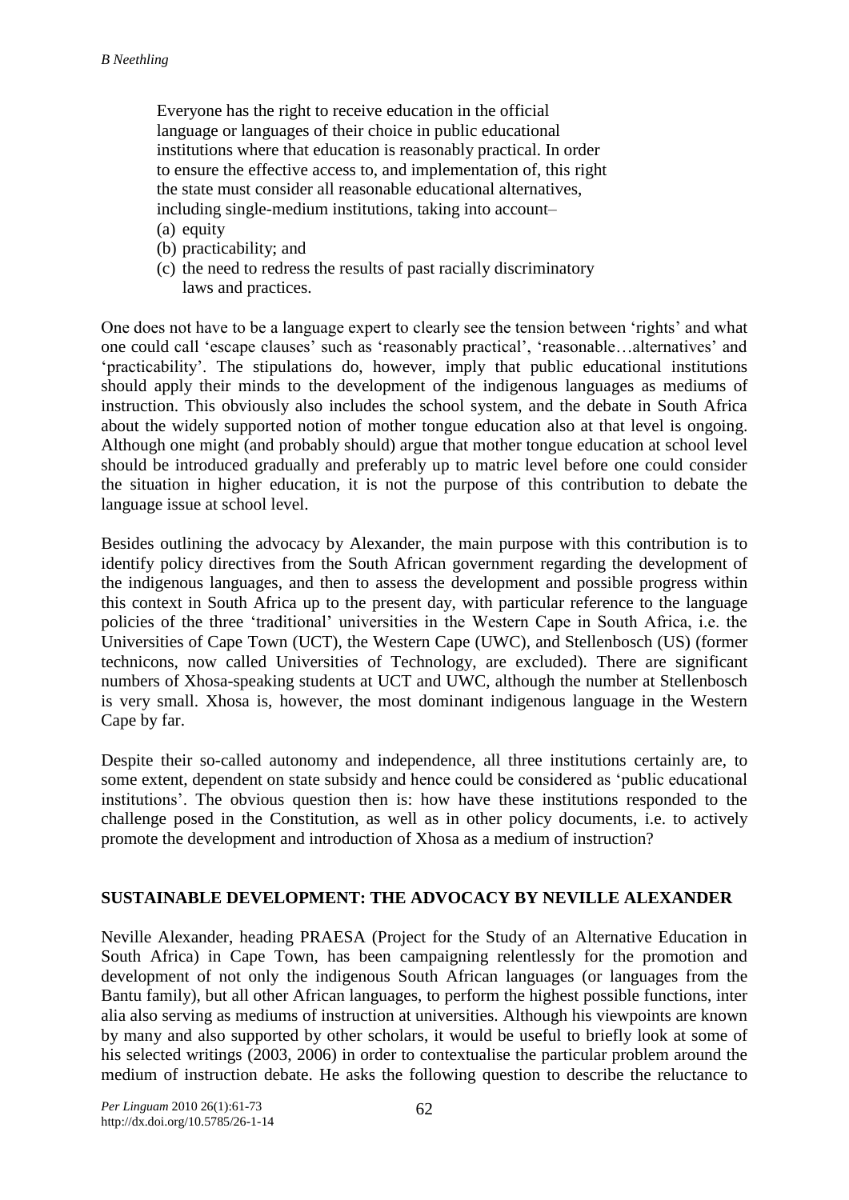> Everyone has the right to receive education in the official language or languages of their choice in public educational institutions where that education is reasonably practical. In order to ensure the effective access to, and implementation of, this right the state must consider all reasonable educational alternatives, including single-medium institutions, taking into account–
> (a) equity
> (b) practicability; and
> (c) the need to redress the results of past racially discriminatory laws and practices.

One does not have to be a language expert to clearly see the tension between 'rights' and what one could call 'escape clauses' such as 'reasonably practical', 'reasonable…alternatives' and 'practicability'. The stipulations do, however, imply that public educational institutions should apply their minds to the development of the indigenous languages as mediums of instruction. This obviously also includes the school system, and the debate in South Africa about the widely supported notion of mother tongue education also at that level is ongoing. Although one might (and probably should) argue that mother tongue education at school level should be introduced gradually and preferably up to matric level before one could consider the situation in higher education, it is not the purpose of this contribution to debate the language issue at school level.

Besides outlining the advocacy by Alexander, the main purpose with this contribution is to identify policy directives from the South African government regarding the development of the indigenous languages, and then to assess the development and possible progress within this context in South Africa up to the present day, with particular reference to the language policies of the three 'traditional' universities in the Western Cape in South Africa, i.e. the Universities of Cape Town (UCT), the Western Cape (UWC), and Stellenbosch (US) (former technicons, now called Universities of Technology, are excluded). There are significant numbers of Xhosa-speaking students at UCT and UWC, although the number at Stellenbosch is very small. Xhosa is, however, the most dominant indigenous language in the Western Cape by far.

Despite their so-called autonomy and independence, all three institutions certainly are, to some extent, dependent on state subsidy and hence could be considered as 'public educational institutions'. The obvious question then is: how have these institutions responded to the challenge posed in the Constitution, as well as in other policy documents, i.e. to actively promote the development and introduction of Xhosa as a medium of instruction?

## SUSTAINABLE DEVELOPMENT: THE ADVOCACY BY NEVILLE ALEXANDER

Neville Alexander, heading PRAESA (Project for the Study of an Alternative Education in South Africa) in Cape Town, has been campaigning relentlessly for the promotion and development of not only the indigenous South African languages (or languages from the Bantu family), but all other African languages, to perform the highest possible functions, inter alia also serving as mediums of instruction at universities. Although his viewpoints are known by many and also supported by other scholars, it would be useful to briefly look at some of his selected writings (2003, 2006) in order to contextualise the particular problem around the medium of instruction debate. He asks the following question to describe the reluctance to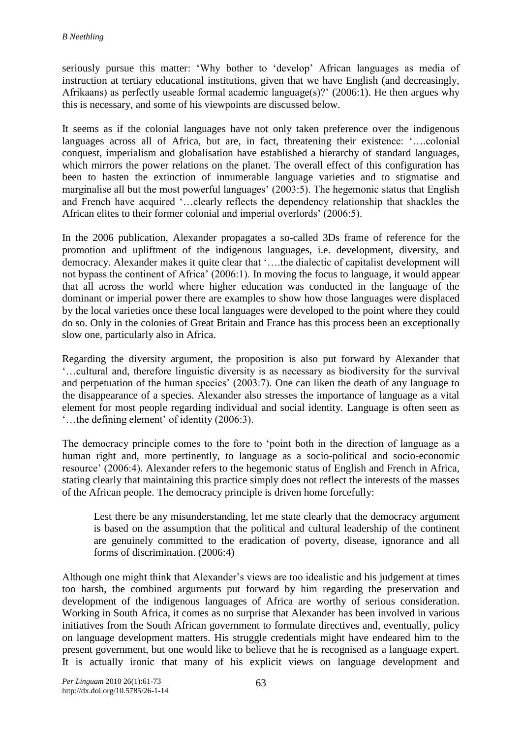seriously pursue this matter: 'Why bother to 'develop' African languages as media of instruction at tertiary educational institutions, given that we have English (and decreasingly, Afrikaans) as perfectly useable formal academic language(s)?' (2006:1). He then argues why this is necessary, and some of his viewpoints are discussed below.

It seems as if the colonial languages have not only taken preference over the indigenous languages across all of Africa, but are, in fact, threatening their existence: '….colonial conquest, imperialism and globalisation have established a hierarchy of standard languages, which mirrors the power relations on the planet. The overall effect of this configuration has been to hasten the extinction of innumerable language varieties and to stigmatise and marginalise all but the most powerful languages' (2003:5). The hegemonic status that English and French have acquired '…clearly reflects the dependency relationship that shackles the African elites to their former colonial and imperial overlords' (2006:5).

In the 2006 publication, Alexander propagates a so-called 3Ds frame of reference for the promotion and upliftment of the indigenous languages, i.e. development, diversity, and democracy. Alexander makes it quite clear that '….the dialectic of capitalist development will not bypass the continent of Africa' (2006:1). In moving the focus to language, it would appear that all across the world where higher education was conducted in the language of the dominant or imperial power there are examples to show how those languages were displaced by the local varieties once these local languages were developed to the point where they could do so. Only in the colonies of Great Britain and France has this process been an exceptionally slow one, particularly also in Africa.

Regarding the diversity argument, the proposition is also put forward by Alexander that '…cultural and, therefore linguistic diversity is as necessary as biodiversity for the survival and perpetuation of the human species' (2003:7). One can liken the death of any language to the disappearance of a species. Alexander also stresses the importance of language as a vital element for most people regarding individual and social identity. Language is often seen as '…the defining element' of identity (2006:3).

The democracy principle comes to the fore to 'point both in the direction of language as a human right and, more pertinently, to language as a socio-political and socio-economic resource' (2006:4). Alexander refers to the hegemonic status of English and French in Africa, stating clearly that maintaining this practice simply does not reflect the interests of the masses of the African people. The democracy principle is driven home forcefully:

> Lest there be any misunderstanding, let me state clearly that the democracy argument is based on the assumption that the political and cultural leadership of the continent are genuinely committed to the eradication of poverty, disease, ignorance and all forms of discrimination. (2006:4)

Although one might think that Alexander's views are too idealistic and his judgement at times too harsh, the combined arguments put forward by him regarding the preservation and development of the indigenous languages of Africa are worthy of serious consideration. Working in South Africa, it comes as no surprise that Alexander has been involved in various initiatives from the South African government to formulate directives and, eventually, policy on language development matters. His struggle credentials might have endeared him to the present government, but one would like to believe that he is recognised as a language expert. It is actually ironic that many of his explicit views on language development and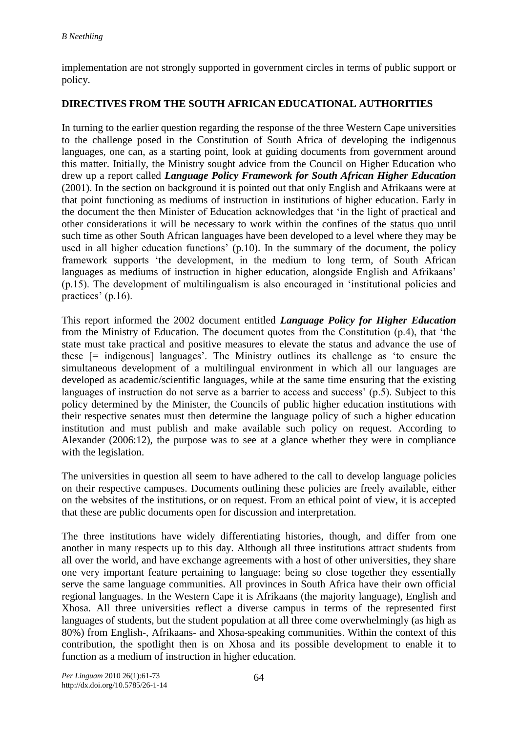implementation are not strongly supported in government circles in terms of public support or policy.

## DIRECTIVES FROM THE SOUTH AFRICAN EDUCATIONAL AUTHORITIES

In turning to the earlier question regarding the response of the three Western Cape universities to the challenge posed in the Constitution of South Africa of developing the indigenous languages, one can, as a starting point, look at guiding documents from government around this matter. Initially, the Ministry sought advice from the Council on Higher Education who drew up a report called ***Language Policy Framework for South African Higher Education*** (2001). In the section on background it is pointed out that only English and Afrikaans were at that point functioning as mediums of instruction in institutions of higher education. Early in the document the then Minister of Education acknowledges that 'in the light of practical and other considerations it will be necessary to work within the confines of the status quo until such time as other South African languages have been developed to a level where they may be used in all higher education functions' (p.10). In the summary of the document, the policy framework supports 'the development, in the medium to long term, of South African languages as mediums of instruction in higher education, alongside English and Afrikaans' (p.15). The development of multilingualism is also encouraged in 'institutional policies and practices' (p.16).

This report informed the 2002 document entitled ***Language Policy for Higher Education*** from the Ministry of Education. The document quotes from the Constitution (p.4), that 'the state must take practical and positive measures to elevate the status and advance the use of these [= indigenous] languages'. The Ministry outlines its challenge as 'to ensure the simultaneous development of a multilingual environment in which all our languages are developed as academic/scientific languages, while at the same time ensuring that the existing languages of instruction do not serve as a barrier to access and success' (p.5). Subject to this policy determined by the Minister, the Councils of public higher education institutions with their respective senates must then determine the language policy of such a higher education institution and must publish and make available such policy on request. According to Alexander (2006:12), the purpose was to see at a glance whether they were in compliance with the legislation.

The universities in question all seem to have adhered to the call to develop language policies on their respective campuses. Documents outlining these policies are freely available, either on the websites of the institutions, or on request. From an ethical point of view, it is accepted that these are public documents open for discussion and interpretation.

The three institutions have widely differentiating histories, though, and differ from one another in many respects up to this day. Although all three institutions attract students from all over the world, and have exchange agreements with a host of other universities, they share one very important feature pertaining to language: being so close together they essentially serve the same language communities. All provinces in South Africa have their own official regional languages. In the Western Cape it is Afrikaans (the majority language), English and Xhosa. All three universities reflect a diverse campus in terms of the represented first languages of students, but the student population at all three come overwhelmingly (as high as 80%) from English-, Afrikaans- and Xhosa-speaking communities. Within the context of this contribution, the spotlight then is on Xhosa and its possible development to enable it to function as a medium of instruction in higher education.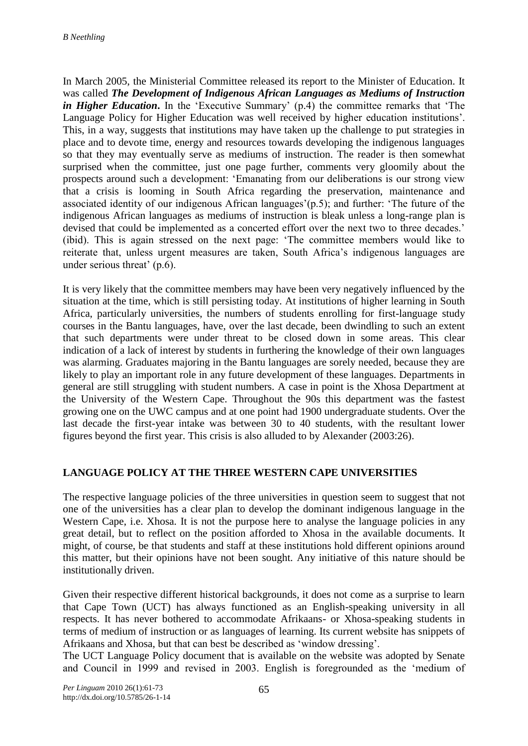In March 2005, the Ministerial Committee released its report to the Minister of Education. It was called ***The Development of Indigenous African Languages as Mediums of Instruction in Higher Education***. In the 'Executive Summary' (p.4) the committee remarks that 'The Language Policy for Higher Education was well received by higher education institutions'. This, in a way, suggests that institutions may have taken up the challenge to put strategies in place and to devote time, energy and resources towards developing the indigenous languages so that they may eventually serve as mediums of instruction. The reader is then somewhat surprised when the committee, just one page further, comments very gloomily about the prospects around such a development: 'Emanating from our deliberations is our strong view that a crisis is looming in South Africa regarding the preservation, maintenance and associated identity of our indigenous African languages'(p.5); and further: 'The future of the indigenous African languages as mediums of instruction is bleak unless a long-range plan is devised that could be implemented as a concerted effort over the next two to three decades.' (ibid). This is again stressed on the next page: 'The committee members would like to reiterate that, unless urgent measures are taken, South Africa's indigenous languages are under serious threat' (p.6).

It is very likely that the committee members may have been very negatively influenced by the situation at the time, which is still persisting today. At institutions of higher learning in South Africa, particularly universities, the numbers of students enrolling for first-language study courses in the Bantu languages, have, over the last decade, been dwindling to such an extent that such departments were under threat to be closed down in some areas. This clear indication of a lack of interest by students in furthering the knowledge of their own languages was alarming. Graduates majoring in the Bantu languages are sorely needed, because they are likely to play an important role in any future development of these languages. Departments in general are still struggling with student numbers. A case in point is the Xhosa Department at the University of the Western Cape. Throughout the 90s this department was the fastest growing one on the UWC campus and at one point had 1900 undergraduate students. Over the last decade the first-year intake was between 30 to 40 students, with the resultant lower figures beyond the first year. This crisis is also alluded to by Alexander (2003:26).

## LANGUAGE POLICY AT THE THREE WESTERN CAPE UNIVERSITIES

The respective language policies of the three universities in question seem to suggest that not one of the universities has a clear plan to develop the dominant indigenous language in the Western Cape, i.e. Xhosa. It is not the purpose here to analyse the language policies in any great detail, but to reflect on the position afforded to Xhosa in the available documents. It might, of course, be that students and staff at these institutions hold different opinions around this matter, but their opinions have not been sought. Any initiative of this nature should be institutionally driven.

Given their respective different historical backgrounds, it does not come as a surprise to learn that Cape Town (UCT) has always functioned as an English-speaking university in all respects. It has never bothered to accommodate Afrikaans- or Xhosa-speaking students in terms of medium of instruction or as languages of learning. Its current website has snippets of Afrikaans and Xhosa, but that can best be described as 'window dressing'.

The UCT Language Policy document that is available on the website was adopted by Senate and Council in 1999 and revised in 2003. English is foregrounded as the 'medium of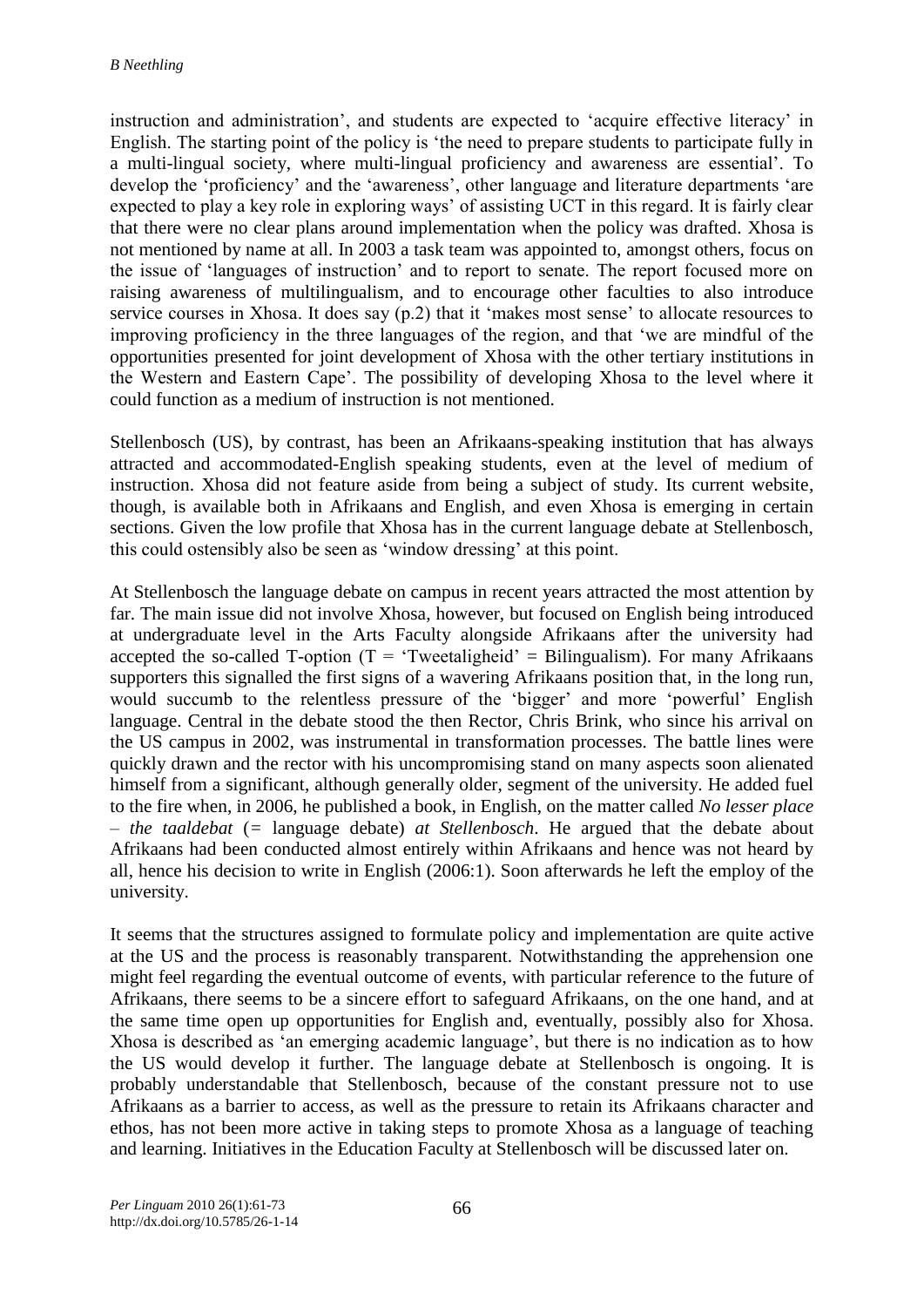instruction and administration', and students are expected to 'acquire effective literacy' in English. The starting point of the policy is 'the need to prepare students to participate fully in a multi-lingual society, where multi-lingual proficiency and awareness are essential'. To develop the 'proficiency' and the 'awareness', other language and literature departments 'are expected to play a key role in exploring ways' of assisting UCT in this regard. It is fairly clear that there were no clear plans around implementation when the policy was drafted. Xhosa is not mentioned by name at all. In 2003 a task team was appointed to, amongst others, focus on the issue of 'languages of instruction' and to report to senate. The report focused more on raising awareness of multilingualism, and to encourage other faculties to also introduce service courses in Xhosa. It does say (p.2) that it 'makes most sense' to allocate resources to improving proficiency in the three languages of the region, and that 'we are mindful of the opportunities presented for joint development of Xhosa with the other tertiary institutions in the Western and Eastern Cape'. The possibility of developing Xhosa to the level where it could function as a medium of instruction is not mentioned.

Stellenbosch (US), by contrast, has been an Afrikaans-speaking institution that has always attracted and accommodated-English speaking students, even at the level of medium of instruction. Xhosa did not feature aside from being a subject of study. Its current website, though, is available both in Afrikaans and English, and even Xhosa is emerging in certain sections. Given the low profile that Xhosa has in the current language debate at Stellenbosch, this could ostensibly also be seen as 'window dressing' at this point.

At Stellenbosch the language debate on campus in recent years attracted the most attention by far. The main issue did not involve Xhosa, however, but focused on English being introduced at undergraduate level in the Arts Faculty alongside Afrikaans after the university had accepted the so-called T-option (T = 'Tweetaligheid' = Bilingualism). For many Afrikaans supporters this signalled the first signs of a wavering Afrikaans position that, in the long run, would succumb to the relentless pressure of the 'bigger' and more 'powerful' English language. Central in the debate stood the then Rector, Chris Brink, who since his arrival on the US campus in 2002, was instrumental in transformation processes. The battle lines were quickly drawn and the rector with his uncompromising stand on many aspects soon alienated himself from a significant, although generally older, segment of the university. He added fuel to the fire when, in 2006, he published a book, in English, on the matter called *No lesser place – the taaldebat* (= language debate) *at Stellenbosch*. He argued that the debate about Afrikaans had been conducted almost entirely within Afrikaans and hence was not heard by all, hence his decision to write in English (2006:1). Soon afterwards he left the employ of the university.

It seems that the structures assigned to formulate policy and implementation are quite active at the US and the process is reasonably transparent. Notwithstanding the apprehension one might feel regarding the eventual outcome of events, with particular reference to the future of Afrikaans, there seems to be a sincere effort to safeguard Afrikaans, on the one hand, and at the same time open up opportunities for English and, eventually, possibly also for Xhosa. Xhosa is described as 'an emerging academic language', but there is no indication as to how the US would develop it further. The language debate at Stellenbosch is ongoing. It is probably understandable that Stellenbosch, because of the constant pressure not to use Afrikaans as a barrier to access, as well as the pressure to retain its Afrikaans character and ethos, has not been more active in taking steps to promote Xhosa as a language of teaching and learning. Initiatives in the Education Faculty at Stellenbosch will be discussed later on.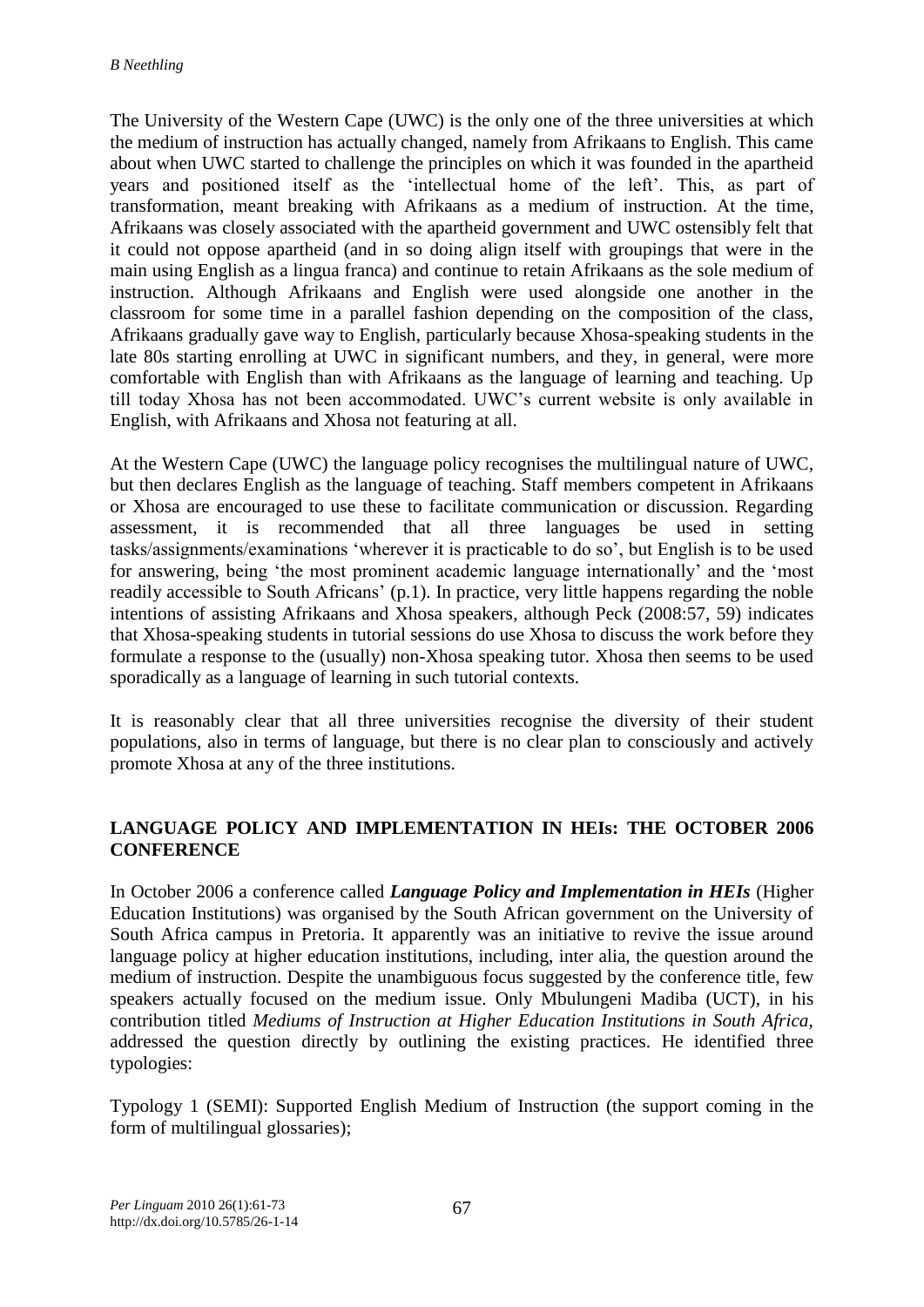The University of the Western Cape (UWC) is the only one of the three universities at which the medium of instruction has actually changed, namely from Afrikaans to English. This came about when UWC started to challenge the principles on which it was founded in the apartheid years and positioned itself as the 'intellectual home of the left'. This, as part of transformation, meant breaking with Afrikaans as a medium of instruction. At the time, Afrikaans was closely associated with the apartheid government and UWC ostensibly felt that it could not oppose apartheid (and in so doing align itself with groupings that were in the main using English as a lingua franca) and continue to retain Afrikaans as the sole medium of instruction. Although Afrikaans and English were used alongside one another in the classroom for some time in a parallel fashion depending on the composition of the class, Afrikaans gradually gave way to English, particularly because Xhosa-speaking students in the late 80s starting enrolling at UWC in significant numbers, and they, in general, were more comfortable with English than with Afrikaans as the language of learning and teaching. Up till today Xhosa has not been accommodated. UWC's current website is only available in English, with Afrikaans and Xhosa not featuring at all.

At the Western Cape (UWC) the language policy recognises the multilingual nature of UWC, but then declares English as the language of teaching. Staff members competent in Afrikaans or Xhosa are encouraged to use these to facilitate communication or discussion. Regarding assessment, it is recommended that all three languages be used in setting tasks/assignments/examinations 'wherever it is practicable to do so', but English is to be used for answering, being 'the most prominent academic language internationally' and the 'most readily accessible to South Africans' (p.1). In practice, very little happens regarding the noble intentions of assisting Afrikaans and Xhosa speakers, although Peck (2008:57, 59) indicates that Xhosa-speaking students in tutorial sessions do use Xhosa to discuss the work before they formulate a response to the (usually) non-Xhosa speaking tutor. Xhosa then seems to be used sporadically as a language of learning in such tutorial contexts.

It is reasonably clear that all three universities recognise the diversity of their student populations, also in terms of language, but there is no clear plan to consciously and actively promote Xhosa at any of the three institutions.

## LANGUAGE POLICY AND IMPLEMENTATION IN HEIs: THE OCTOBER 2006 CONFERENCE

In October 2006 a conference called ***Language Policy and Implementation in HEIs*** (Higher Education Institutions) was organised by the South African government on the University of South Africa campus in Pretoria. It apparently was an initiative to revive the issue around language policy at higher education institutions, including, inter alia, the question around the medium of instruction. Despite the unambiguous focus suggested by the conference title, few speakers actually focused on the medium issue. Only Mbulungeni Madiba (UCT), in his contribution titled *Mediums of Instruction at Higher Education Institutions in South Africa*, addressed the question directly by outlining the existing practices. He identified three typologies:

Typology 1 (SEMI): Supported English Medium of Instruction (the support coming in the form of multilingual glossaries);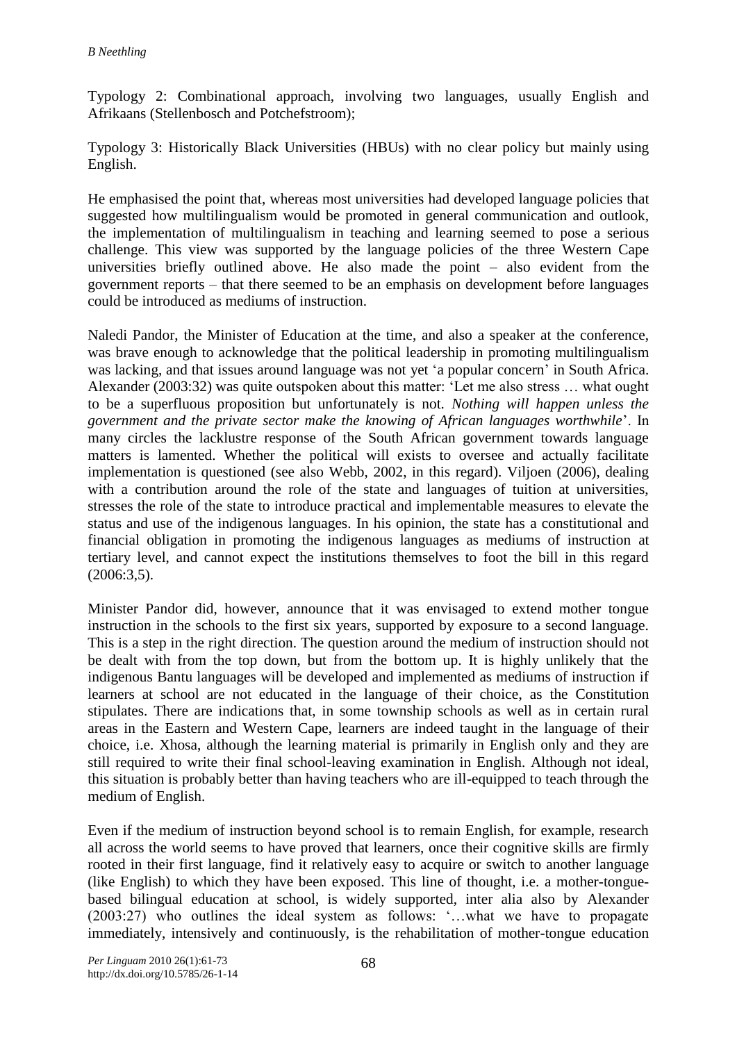Typology 2: Combinational approach, involving two languages, usually English and Afrikaans (Stellenbosch and Potchefstroom);

Typology 3: Historically Black Universities (HBUs) with no clear policy but mainly using English.

He emphasised the point that, whereas most universities had developed language policies that suggested how multilingualism would be promoted in general communication and outlook, the implementation of multilingualism in teaching and learning seemed to pose a serious challenge. This view was supported by the language policies of the three Western Cape universities briefly outlined above. He also made the point – also evident from the government reports – that there seemed to be an emphasis on development before languages could be introduced as mediums of instruction.

Naledi Pandor, the Minister of Education at the time, and also a speaker at the conference, was brave enough to acknowledge that the political leadership in promoting multilingualism was lacking, and that issues around language was not yet 'a popular concern' in South Africa. Alexander (2003:32) was quite outspoken about this matter: 'Let me also stress … what ought to be a superfluous proposition but unfortunately is not. *Nothing will happen unless the government and the private sector make the knowing of African languages worthwhile*'. In many circles the lacklustre response of the South African government towards language matters is lamented. Whether the political will exists to oversee and actually facilitate implementation is questioned (see also Webb, 2002, in this regard). Viljoen (2006), dealing with a contribution around the role of the state and languages of tuition at universities, stresses the role of the state to introduce practical and implementable measures to elevate the status and use of the indigenous languages. In his opinion, the state has a constitutional and financial obligation in promoting the indigenous languages as mediums of instruction at tertiary level, and cannot expect the institutions themselves to foot the bill in this regard (2006:3,5).

Minister Pandor did, however, announce that it was envisaged to extend mother tongue instruction in the schools to the first six years, supported by exposure to a second language. This is a step in the right direction. The question around the medium of instruction should not be dealt with from the top down, but from the bottom up. It is highly unlikely that the indigenous Bantu languages will be developed and implemented as mediums of instruction if learners at school are not educated in the language of their choice, as the Constitution stipulates. There are indications that, in some township schools as well as in certain rural areas in the Eastern and Western Cape, learners are indeed taught in the language of their choice, i.e. Xhosa, although the learning material is primarily in English only and they are still required to write their final school-leaving examination in English. Although not ideal, this situation is probably better than having teachers who are ill-equipped to teach through the medium of English.

Even if the medium of instruction beyond school is to remain English, for example, research all across the world seems to have proved that learners, once their cognitive skills are firmly rooted in their first language, find it relatively easy to acquire or switch to another language (like English) to which they have been exposed. This line of thought, i.e. a mother-tongue-based bilingual education at school, is widely supported, inter alia also by Alexander (2003:27) who outlines the ideal system as follows: '…what we have to propagate immediately, intensively and continuously, is the rehabilitation of mother-tongue education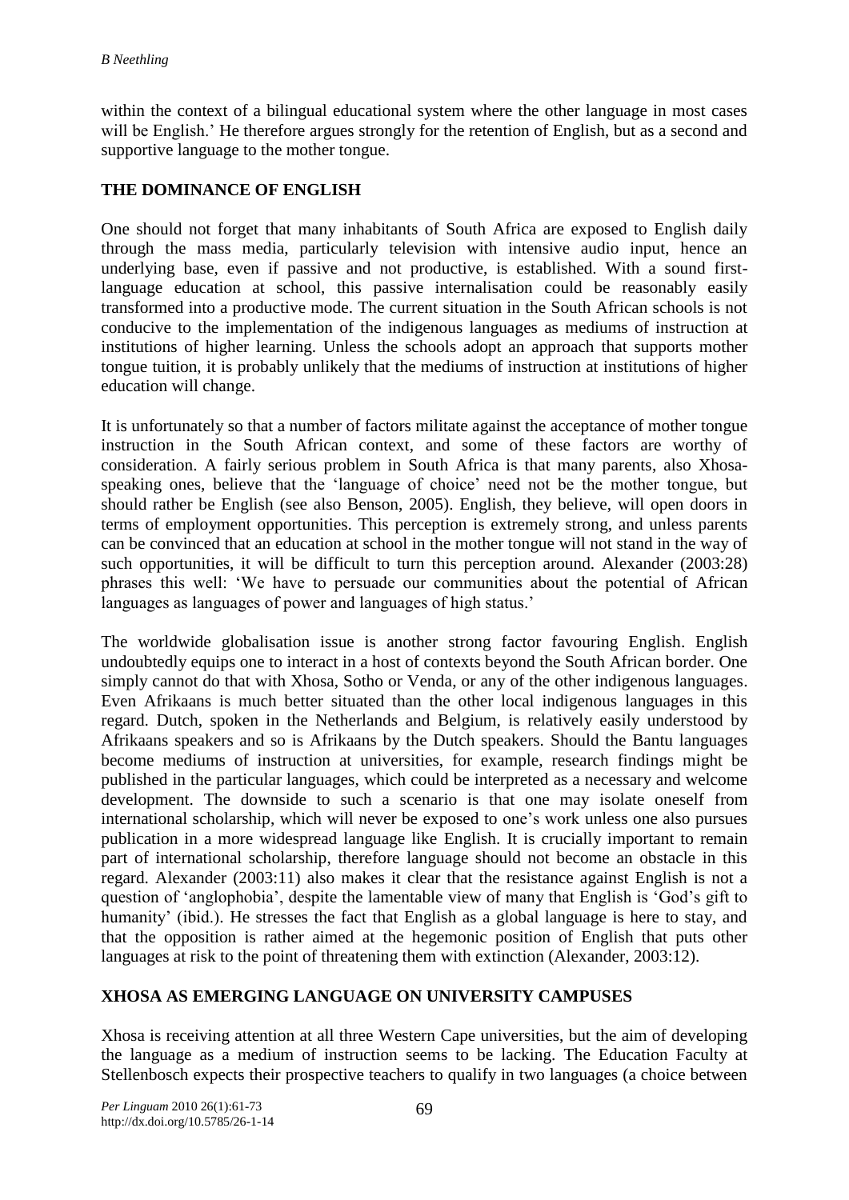within the context of a bilingual educational system where the other language in most cases will be English.' He therefore argues strongly for the retention of English, but as a second and supportive language to the mother tongue.

## THE DOMINANCE OF ENGLISH

One should not forget that many inhabitants of South Africa are exposed to English daily through the mass media, particularly television with intensive audio input, hence an underlying base, even if passive and not productive, is established. With a sound first-language education at school, this passive internalisation could be reasonably easily transformed into a productive mode. The current situation in the South African schools is not conducive to the implementation of the indigenous languages as mediums of instruction at institutions of higher learning. Unless the schools adopt an approach that supports mother tongue tuition, it is probably unlikely that the mediums of instruction at institutions of higher education will change.

It is unfortunately so that a number of factors militate against the acceptance of mother tongue instruction in the South African context, and some of these factors are worthy of consideration. A fairly serious problem in South Africa is that many parents, also Xhosa-speaking ones, believe that the 'language of choice' need not be the mother tongue, but should rather be English (see also Benson, 2005). English, they believe, will open doors in terms of employment opportunities. This perception is extremely strong, and unless parents can be convinced that an education at school in the mother tongue will not stand in the way of such opportunities, it will be difficult to turn this perception around. Alexander (2003:28) phrases this well: 'We have to persuade our communities about the potential of African languages as languages of power and languages of high status.'

The worldwide globalisation issue is another strong factor favouring English. English undoubtedly equips one to interact in a host of contexts beyond the South African border. One simply cannot do that with Xhosa, Sotho or Venda, or any of the other indigenous languages. Even Afrikaans is much better situated than the other local indigenous languages in this regard. Dutch, spoken in the Netherlands and Belgium, is relatively easily understood by Afrikaans speakers and so is Afrikaans by the Dutch speakers. Should the Bantu languages become mediums of instruction at universities, for example, research findings might be published in the particular languages, which could be interpreted as a necessary and welcome development. The downside to such a scenario is that one may isolate oneself from international scholarship, which will never be exposed to one's work unless one also pursues publication in a more widespread language like English. It is crucially important to remain part of international scholarship, therefore language should not become an obstacle in this regard. Alexander (2003:11) also makes it clear that the resistance against English is not a question of 'anglophobia', despite the lamentable view of many that English is 'God's gift to humanity' (ibid.). He stresses the fact that English as a global language is here to stay, and that the opposition is rather aimed at the hegemonic position of English that puts other languages at risk to the point of threatening them with extinction (Alexander, 2003:12).

## XHOSA AS EMERGING LANGUAGE ON UNIVERSITY CAMPUSES

Xhosa is receiving attention at all three Western Cape universities, but the aim of developing the language as a medium of instruction seems to be lacking. The Education Faculty at Stellenbosch expects their prospective teachers to qualify in two languages (a choice between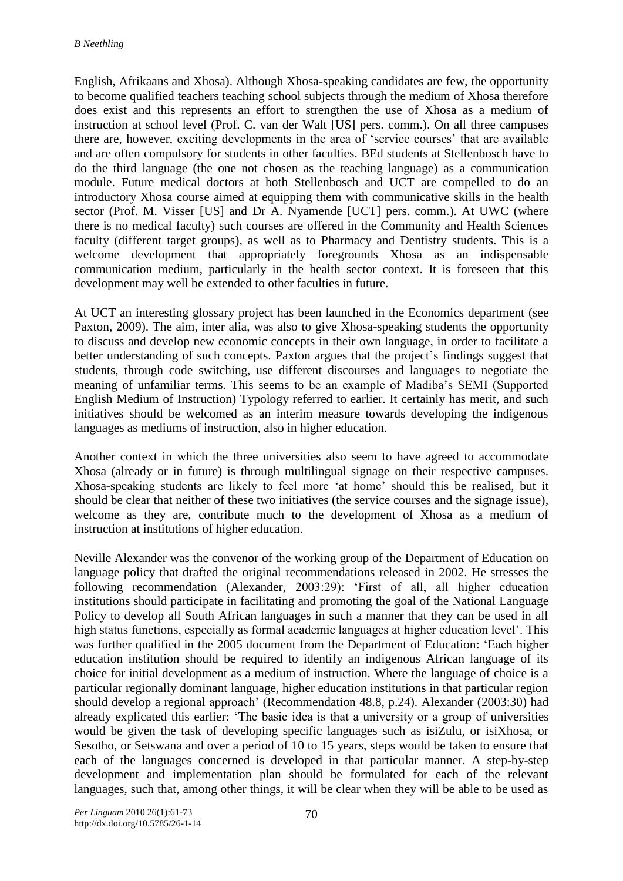English, Afrikaans and Xhosa). Although Xhosa-speaking candidates are few, the opportunity to become qualified teachers teaching school subjects through the medium of Xhosa therefore does exist and this represents an effort to strengthen the use of Xhosa as a medium of instruction at school level (Prof. C. van der Walt [US] pers. comm.). On all three campuses there are, however, exciting developments in the area of 'service courses' that are available and are often compulsory for students in other faculties. BEd students at Stellenbosch have to do the third language (the one not chosen as the teaching language) as a communication module. Future medical doctors at both Stellenbosch and UCT are compelled to do an introductory Xhosa course aimed at equipping them with communicative skills in the health sector (Prof. M. Visser [US] and Dr A. Nyamende [UCT] pers. comm.). At UWC (where there is no medical faculty) such courses are offered in the Community and Health Sciences faculty (different target groups), as well as to Pharmacy and Dentistry students. This is a welcome development that appropriately foregrounds Xhosa as an indispensable communication medium, particularly in the health sector context. It is foreseen that this development may well be extended to other faculties in future.

At UCT an interesting glossary project has been launched in the Economics department (see Paxton, 2009). The aim, inter alia, was also to give Xhosa-speaking students the opportunity to discuss and develop new economic concepts in their own language, in order to facilitate a better understanding of such concepts. Paxton argues that the project's findings suggest that students, through code switching, use different discourses and languages to negotiate the meaning of unfamiliar terms. This seems to be an example of Madiba's SEMI (Supported English Medium of Instruction) Typology referred to earlier. It certainly has merit, and such initiatives should be welcomed as an interim measure towards developing the indigenous languages as mediums of instruction, also in higher education.

Another context in which the three universities also seem to have agreed to accommodate Xhosa (already or in future) is through multilingual signage on their respective campuses. Xhosa-speaking students are likely to feel more 'at home' should this be realised, but it should be clear that neither of these two initiatives (the service courses and the signage issue), welcome as they are, contribute much to the development of Xhosa as a medium of instruction at institutions of higher education.

Neville Alexander was the convenor of the working group of the Department of Education on language policy that drafted the original recommendations released in 2002. He stresses the following recommendation (Alexander, 2003:29): 'First of all, all higher education institutions should participate in facilitating and promoting the goal of the National Language Policy to develop all South African languages in such a manner that they can be used in all high status functions, especially as formal academic languages at higher education level'. This was further qualified in the 2005 document from the Department of Education: 'Each higher education institution should be required to identify an indigenous African language of its choice for initial development as a medium of instruction. Where the language of choice is a particular regionally dominant language, higher education institutions in that particular region should develop a regional approach' (Recommendation 48.8, p.24). Alexander (2003:30) had already explicated this earlier: 'The basic idea is that a university or a group of universities would be given the task of developing specific languages such as isiZulu, or isiXhosa, or Sesotho, or Setswana and over a period of 10 to 15 years, steps would be taken to ensure that each of the languages concerned is developed in that particular manner. A step-by-step development and implementation plan should be formulated for each of the relevant languages, such that, among other things, it will be clear when they will be able to be used as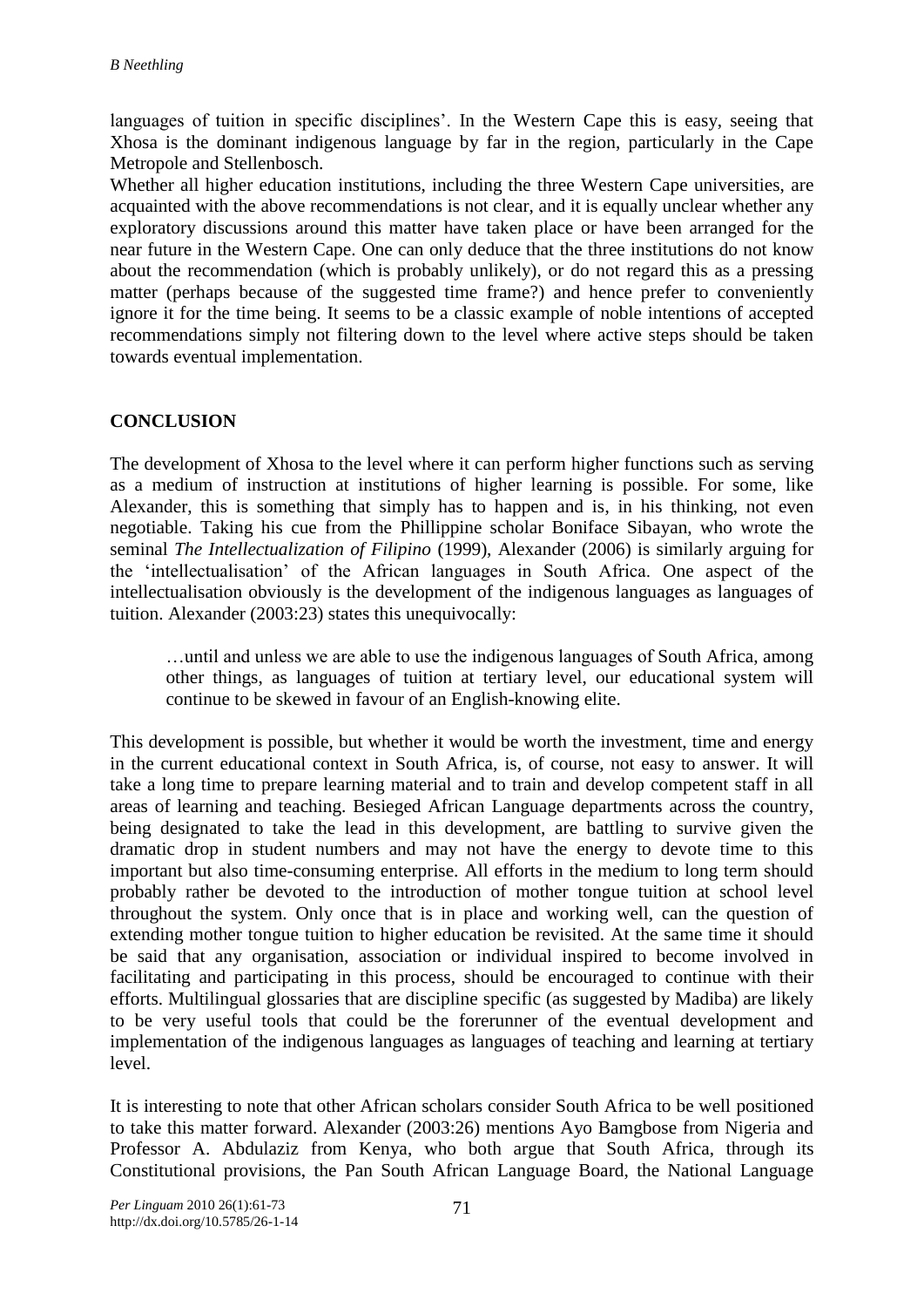languages of tuition in specific disciplines'. In the Western Cape this is easy, seeing that Xhosa is the dominant indigenous language by far in the region, particularly in the Cape Metropole and Stellenbosch.

Whether all higher education institutions, including the three Western Cape universities, are acquainted with the above recommendations is not clear, and it is equally unclear whether any exploratory discussions around this matter have taken place or have been arranged for the near future in the Western Cape. One can only deduce that the three institutions do not know about the recommendation (which is probably unlikely), or do not regard this as a pressing matter (perhaps because of the suggested time frame?) and hence prefer to conveniently ignore it for the time being. It seems to be a classic example of noble intentions of accepted recommendations simply not filtering down to the level where active steps should be taken towards eventual implementation.

## CONCLUSION

The development of Xhosa to the level where it can perform higher functions such as serving as a medium of instruction at institutions of higher learning is possible. For some, like Alexander, this is something that simply has to happen and is, in his thinking, not even negotiable. Taking his cue from the Phillippine scholar Boniface Sibayan, who wrote the seminal *The Intellectualization of Filipino* (1999), Alexander (2006) is similarly arguing for the 'intellectualisation' of the African languages in South Africa. One aspect of the intellectualisation obviously is the development of the indigenous languages as languages of tuition. Alexander (2003:23) states this unequivocally:

> …until and unless we are able to use the indigenous languages of South Africa, among other things, as languages of tuition at tertiary level, our educational system will continue to be skewed in favour of an English-knowing elite.

This development is possible, but whether it would be worth the investment, time and energy in the current educational context in South Africa, is, of course, not easy to answer. It will take a long time to prepare learning material and to train and develop competent staff in all areas of learning and teaching. Besieged African Language departments across the country, being designated to take the lead in this development, are battling to survive given the dramatic drop in student numbers and may not have the energy to devote time to this important but also time-consuming enterprise. All efforts in the medium to long term should probably rather be devoted to the introduction of mother tongue tuition at school level throughout the system. Only once that is in place and working well, can the question of extending mother tongue tuition to higher education be revisited. At the same time it should be said that any organisation, association or individual inspired to become involved in facilitating and participating in this process, should be encouraged to continue with their efforts. Multilingual glossaries that are discipline specific (as suggested by Madiba) are likely to be very useful tools that could be the forerunner of the eventual development and implementation of the indigenous languages as languages of teaching and learning at tertiary level.

It is interesting to note that other African scholars consider South Africa to be well positioned to take this matter forward. Alexander (2003:26) mentions Ayo Bamgbose from Nigeria and Professor A. Abdulaziz from Kenya, who both argue that South Africa, through its Constitutional provisions, the Pan South African Language Board, the National Language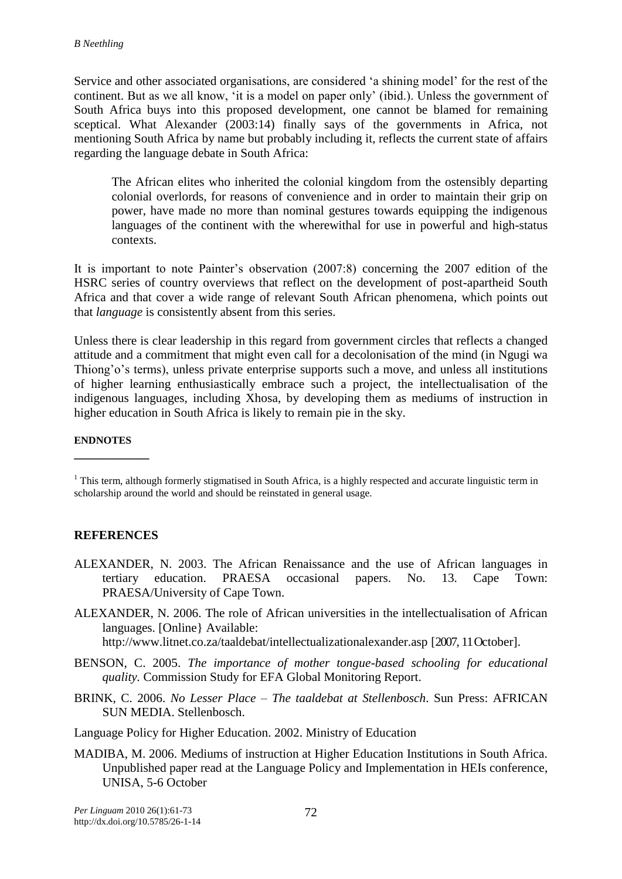Service and other associated organisations, are considered 'a shining model' for the rest of the continent. But as we all know, 'it is a model on paper only' (ibid.). Unless the government of South Africa buys into this proposed development, one cannot be blamed for remaining sceptical. What Alexander (2003:14) finally says of the governments in Africa, not mentioning South Africa by name but probably including it, reflects the current state of affairs regarding the language debate in South Africa:

> The African elites who inherited the colonial kingdom from the ostensibly departing colonial overlords, for reasons of convenience and in order to maintain their grip on power, have made no more than nominal gestures towards equipping the indigenous languages of the continent with the wherewithal for use in powerful and high-status contexts.

It is important to note Painter's observation (2007:8) concerning the 2007 edition of the HSRC series of country overviews that reflect on the development of post-apartheid South Africa and that cover a wide range of relevant South African phenomena, which points out that *language* is consistently absent from this series.

Unless there is clear leadership in this regard from government circles that reflects a changed attitude and a commitment that might even call for a decolonisation of the mind (in Ngugi wa Thiong'o's terms), unless private enterprise supports such a move, and unless all institutions of higher learning enthusiastically embrace such a project, the intellectualisation of the indigenous languages, including Xhosa, by developing them as mediums of instruction in higher education in South Africa is likely to remain pie in the sky.

**ENDNOTES**

[1] This term, although formerly stigmatised in South Africa, is a highly respected and accurate linguistic term in scholarship around the world and should be reinstated in general usage.

## REFERENCES

ALEXANDER, N. 2003. The African Renaissance and the use of African languages in tertiary education. PRAESA occasional papers. No. 13. Cape Town: PRAESA/University of Cape Town.

ALEXANDER, N. 2006. The role of African universities in the intellectualisation of African languages. [Online} Available: http://www.litnet.co.za/taaldebat/intellectualizationalexander.asp [2007, 11 October].

BENSON, C. 2005. *The importance of mother tongue-based schooling for educational quality*. Commission Study for EFA Global Monitoring Report.

BRINK, C. 2006. *No Lesser Place – The taaldebat at Stellenbosch*. Sun Press: AFRICAN SUN MEDIA. Stellenbosch.

Language Policy for Higher Education. 2002. Ministry of Education

MADIBA, M. 2006. Mediums of instruction at Higher Education Institutions in South Africa. Unpublished paper read at the Language Policy and Implementation in HEIs conference, UNISA, 5-6 October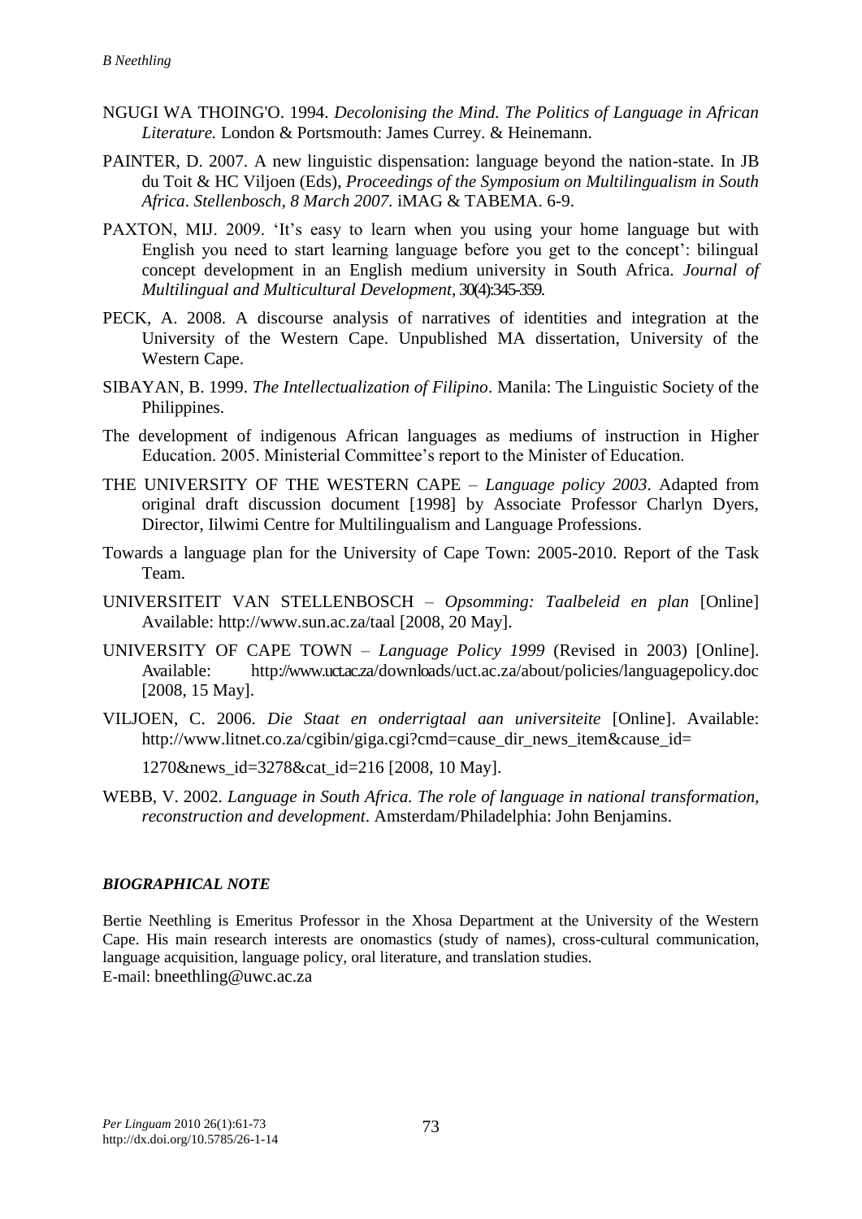NGUGI WA THOING'O. 1994. *Decolonising the Mind. The Politics of Language in African Literature.* London & Portsmouth: James Currey. & Heinemann.

PAINTER, D. 2007. A new linguistic dispensation: language beyond the nation-state. In JB du Toit & HC Viljoen (Eds), *Proceedings of the Symposium on Multilingualism in South Africa*. *Stellenbosch, 8 March 2007*. iMAG & TABEMA. 6-9.

PAXTON, MIJ. 2009. 'It's easy to learn when you using your home language but with English you need to start learning language before you get to the concept': bilingual concept development in an English medium university in South Africa. *Journal of Multilingual and Multicultural Development*, 30(4):345-359.

PECK, A. 2008. A discourse analysis of narratives of identities and integration at the University of the Western Cape. Unpublished MA dissertation, University of the Western Cape.

SIBAYAN, B. 1999. *The Intellectualization of Filipino*. Manila: The Linguistic Society of the Philippines.

The development of indigenous African languages as mediums of instruction in Higher Education. 2005. Ministerial Committee's report to the Minister of Education.

THE UNIVERSITY OF THE WESTERN CAPE – *Language policy 2003*. Adapted from original draft discussion document [1998] by Associate Professor Charlyn Dyers, Director, Iilwimi Centre for Multilingualism and Language Professions.

Towards a language plan for the University of Cape Town: 2005-2010. Report of the Task Team.

UNIVERSITEIT VAN STELLENBOSCH – *Opsomming: Taalbeleid en plan* [Online] Available: http://www.sun.ac.za/taal [2008, 20 May].

UNIVERSITY OF CAPE TOWN – *Language Policy 1999* (Revised in 2003) [Online]. Available: http://www.uct.ac.za/downloads/uct.ac.za/about/policies/languagepolicy.doc [2008, 15 May].

VILJOEN, C. 2006. *Die Staat en onderrigtaal aan universiteite* [Online]. Available: http://www.litnet.co.za/cgibin/giga.cgi?cmd=cause_dir_news_item&cause_id=

1270&news_id=3278&cat_id=216 [2008, 10 May].

WEBB, V. 2002. *Language in South Africa. The role of language in national transformation, reconstruction and development*. Amsterdam/Philadelphia: John Benjamins.

### *BIOGRAPHICAL NOTE*

Bertie Neethling is Emeritus Professor in the Xhosa Department at the University of the Western Cape. His main research interests are onomastics (study of names), cross-cultural communication, language acquisition, language policy, oral literature, and translation studies.
E-mail: bneethling@uwc.ac.za